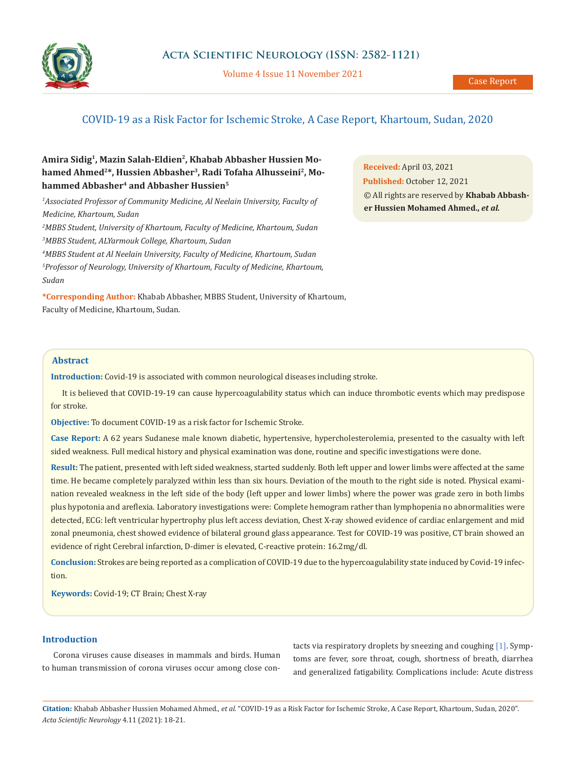Acta Scientific Neurology (ISSN: 2582-1121)

Case Report

# COVID-19 as a Risk Factor for Ischemic Stroke, A Case Report, Khartoum, Sudan, 2020

**Amira Sidig[1], Mazin Salah-Eldien[2], Khabab Abbasher Hussien Mohamed Ahmed[2]*, Hussien Abbasher[3], Radi Tofaha Alhusseini[2], Mohammed Abbasher[4] and Abbasher Hussien[5]**

[1]*Associated Professor of Community Medicine, Al Neelain University, Faculty of Medicine, Khartoum, Sudan*

[2]*MBBS Student, University of Khartoum, Faculty of Medicine, Khartoum, Sudan*

[3]*MBBS Student, ALYarmouk College, Khartoum, Sudan*

[4]*MBBS Student at Al Neelain University, Faculty of Medicine, Khartoum, Sudan*

[5]*Professor of Neurology, University of Khartoum, Faculty of Medicine, Khartoum, Sudan*

**\*Corresponding Author:** Khabab Abbasher, MBBS Student, University of Khartoum, Faculty of Medicine, Khartoum, Sudan.

**Received:** April 03, 2021
**Published:** October 12, 2021
© All rights are reserved by **Khabab Abbasher Hussien Mohamed Ahmed., *et al.***

## Abstract

**Introduction:** Covid-19 is associated with common neurological diseases including stroke.

It is believed that COVID-19-19 can cause hypercoagulability status which can induce thrombotic events which may predispose for stroke.

**Objective:** To document COVID-19 as a risk factor for Ischemic Stroke.

**Case Report:** A 62 years Sudanese male known diabetic, hypertensive, hypercholesterolemia, presented to the casualty with left sided weakness. Full medical history and physical examination was done, routine and specific investigations were done.

**Result:** The patient, presented with left sided weakness, started suddenly. Both left upper and lower limbs were affected at the same time. He became completely paralyzed within less than six hours. Deviation of the mouth to the right side is noted. Physical examination revealed weakness in the left side of the body (left upper and lower limbs) where the power was grade zero in both limbs plus hypotonia and areflexia. Laboratory investigations were: Complete hemogram rather than lymphopenia no abnormalities were detected, ECG: left ventricular hypertrophy plus left access deviation, Chest X-ray showed evidence of cardiac enlargement and mid zonal pneumonia, chest showed evidence of bilateral ground glass appearance. Test for COVID-19 was positive, CT brain showed an evidence of right Cerebral infarction, D-dimer is elevated, C-reactive protein: 16.2mg/dl.

**Conclusion:** Strokes are being reported as a complication of COVID-19 due to the hypercoagulability state induced by Covid-19 infection.

**Keywords:** Covid-19; CT Brain; Chest X-ray

## Introduction

Corona viruses cause diseases in mammals and birds. Human to human transmission of corona viruses occur among close contacts via respiratory droplets by sneezing and coughing [1]. Symptoms are fever, sore throat, cough, shortness of breath, diarrhea and generalized fatigability. Complications include: Acute distress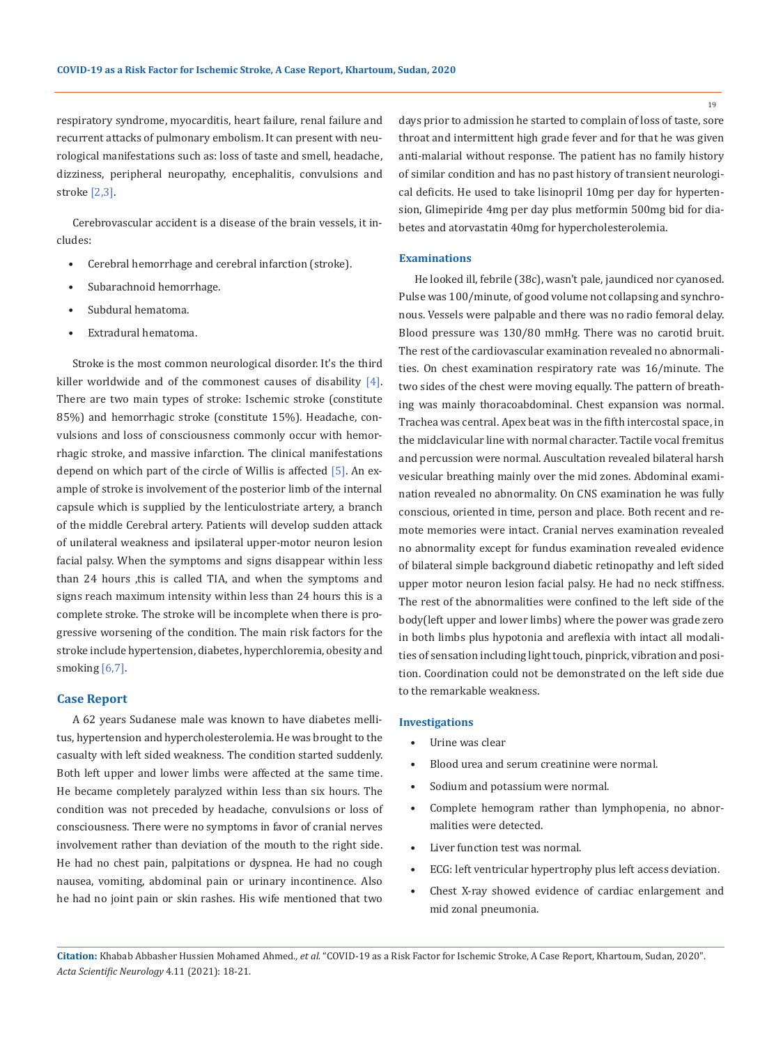respiratory syndrome, myocarditis, heart failure, renal failure and recurrent attacks of pulmonary embolism. It can present with neurological manifestations such as: loss of taste and smell, headache, dizziness, peripheral neuropathy, encephalitis, convulsions and stroke [2,3].

Cerebrovascular accident is a disease of the brain vessels, it includes:

- Cerebral hemorrhage and cerebral infarction (stroke).
- Subarachnoid hemorrhage.
- Subdural hematoma.
- Extradural hematoma.

Stroke is the most common neurological disorder. It's the third killer worldwide and of the commonest causes of disability [4]. There are two main types of stroke: Ischemic stroke (constitute 85%) and hemorrhagic stroke (constitute 15%). Headache, convulsions and loss of consciousness commonly occur with hemorrhagic stroke, and massive infarction. The clinical manifestations depend on which part of the circle of Willis is affected [5]. An example of stroke is involvement of the posterior limb of the internal capsule which is supplied by the lenticulostriate artery, a branch of the middle Cerebral artery. Patients will develop sudden attack of unilateral weakness and ipsilateral upper-motor neuron lesion facial palsy. When the symptoms and signs disappear within less than 24 hours ,this is called TIA, and when the symptoms and signs reach maximum intensity within less than 24 hours this is a complete stroke. The stroke will be incomplete when there is progressive worsening of the condition. The main risk factors for the stroke include hypertension, diabetes, hyperchloremia, obesity and smoking [6,7].

## Case Report

A 62 years Sudanese male was known to have diabetes mellitus, hypertension and hypercholesterolemia. He was brought to the casualty with left sided weakness. The condition started suddenly. Both left upper and lower limbs were affected at the same time. He became completely paralyzed within less than six hours. The condition was not preceded by headache, convulsions or loss of consciousness. There were no symptoms in favor of cranial nerves involvement rather than deviation of the mouth to the right side. He had no chest pain, palpitations or dyspnea. He had no cough nausea, vomiting, abdominal pain or urinary incontinence. Also he had no joint pain or skin rashes. His wife mentioned that two days prior to admission he started to complain of loss of taste, sore throat and intermittent high grade fever and for that he was given anti-malarial without response. The patient has no family history of similar condition and has no past history of transient neurological deficits. He used to take lisinopril 10mg per day for hypertension, Glimepiride 4mg per day plus metformin 500mg bid for diabetes and atorvastatin 40mg for hypercholesterolemia.

### Examinations

He looked ill, febrile (38c), wasn't pale, jaundiced nor cyanosed. Pulse was 100/minute, of good volume not collapsing and synchronous. Vessels were palpable and there was no radio femoral delay. Blood pressure was 130/80 mmHg. There was no carotid bruit. The rest of the cardiovascular examination revealed no abnormalities. On chest examination respiratory rate was 16/minute. The two sides of the chest were moving equally. The pattern of breathing was mainly thoracoabdominal. Chest expansion was normal. Trachea was central. Apex beat was in the fifth intercostal space, in the midclavicular line with normal character. Tactile vocal fremitus and percussion were normal. Auscultation revealed bilateral harsh vesicular breathing mainly over the mid zones. Abdominal examination revealed no abnormality. On CNS examination he was fully conscious, oriented in time, person and place. Both recent and remote memories were intact. Cranial nerves examination revealed no abnormality except for fundus examination revealed evidence of bilateral simple background diabetic retinopathy and left sided upper motor neuron lesion facial palsy. He had no neck stiffness. The rest of the abnormalities were confined to the left side of the body(left upper and lower limbs) where the power was grade zero in both limbs plus hypotonia and areflexia with intact all modalities of sensation including light touch, pinprick, vibration and position. Coordination could not be demonstrated on the left side due to the remarkable weakness.

### Investigations

- Urine was clear
- Blood urea and serum creatinine were normal.
- Sodium and potassium were normal.
- Complete hemogram rather than lymphopenia, no abnormalities were detected.
- Liver function test was normal.
- ECG: left ventricular hypertrophy plus left access deviation.
- Chest X-ray showed evidence of cardiac enlargement and mid zonal pneumonia.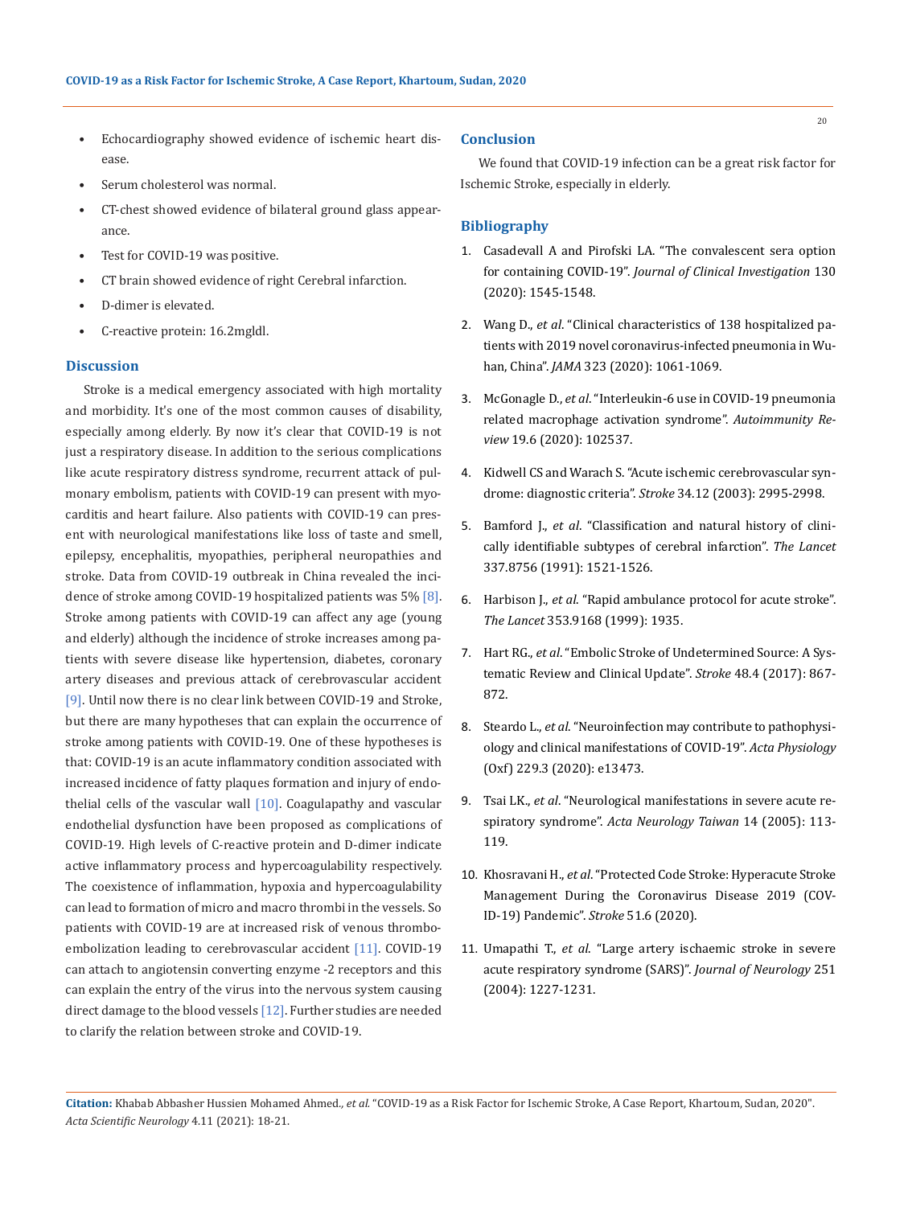- Echocardiography showed evidence of ischemic heart disease.
- Serum cholesterol was normal.
- CT-chest showed evidence of bilateral ground glass appearance.
- Test for COVID-19 was positive.
- CT brain showed evidence of right Cerebral infarction.
- D-dimer is elevated.
- C-reactive protein: 16.2mgldl.

## Discussion

Stroke is a medical emergency associated with high mortality and morbidity. It's one of the most common causes of disability, especially among elderly. By now it's clear that COVID-19 is not just a respiratory disease. In addition to the serious complications like acute respiratory distress syndrome, recurrent attack of pulmonary embolism, patients with COVID-19 can present with myocarditis and heart failure. Also patients with COVID-19 can present with neurological manifestations like loss of taste and smell, epilepsy, encephalitis, myopathies, peripheral neuropathies and stroke. Data from COVID-19 outbreak in China revealed the incidence of stroke among COVID-19 hospitalized patients was 5% [8]. Stroke among patients with COVID-19 can affect any age (young and elderly) although the incidence of stroke increases among patients with severe disease like hypertension, diabetes, coronary artery diseases and previous attack of cerebrovascular accident [9]. Until now there is no clear link between COVID-19 and Stroke, but there are many hypotheses that can explain the occurrence of stroke among patients with COVID-19. One of these hypotheses is that: COVID-19 is an acute inflammatory condition associated with increased incidence of fatty plaques formation and injury of endothelial cells of the vascular wall [10]. Coagulapathy and vascular endothelial dysfunction have been proposed as complications of COVID-19. High levels of C-reactive protein and D-dimer indicate active inflammatory process and hypercoagulability respectively. The coexistence of inflammation, hypoxia and hypercoagulability can lead to formation of micro and macro thrombi in the vessels. So patients with COVID-19 are at increased risk of venous thromboembolization leading to cerebrovascular accident [11]. COVID-19 can attach to angiotensin converting enzyme -2 receptors and this can explain the entry of the virus into the nervous system causing direct damage to the blood vessels [12]. Further studies are needed to clarify the relation between stroke and COVID-19.

## Conclusion

We found that COVID-19 infection can be a great risk factor for Ischemic Stroke, especially in elderly.

## Bibliography

1. Casadevall A and Pirofski LA. "The convalescent sera option for containing COVID-19". *Journal of Clinical Investigation* 130 (2020): 1545-1548.
2. Wang D., *et al*. "Clinical characteristics of 138 hospitalized patients with 2019 novel coronavirus-infected pneumonia in Wuhan, China". *JAMA* 323 (2020): 1061-1069.
3. McGonagle D., *et al*. "Interleukin-6 use in COVID-19 pneumonia related macrophage activation syndrome". *Autoimmunity Review* 19.6 (2020): 102537.
4. Kidwell CS and Warach S. "Acute ischemic cerebrovascular syndrome: diagnostic criteria". *Stroke* 34.12 (2003): 2995-2998.
5. Bamford J., *et al*. "Classification and natural history of clinically identifiable subtypes of cerebral infarction". *The Lancet* 337.8756 (1991): 1521-1526.
6. Harbison J., *et al*. "Rapid ambulance protocol for acute stroke". *The Lancet* 353.9168 (1999): 1935.
7. Hart RG., *et al*. "Embolic Stroke of Undetermined Source: A Systematic Review and Clinical Update". *Stroke* 48.4 (2017): 867-872.
8. Steardo L., *et al*. "Neuroinfection may contribute to pathophysiology and clinical manifestations of COVID-19". *Acta Physiology* (Oxf) 229.3 (2020): e13473.
9. Tsai LK., *et al*. "Neurological manifestations in severe acute respiratory syndrome". *Acta Neurology Taiwan* 14 (2005): 113-119.
10. Khosravani H., *et al*. "Protected Code Stroke: Hyperacute Stroke Management During the Coronavirus Disease 2019 (COVID-19) Pandemic". *Stroke* 51.6 (2020).
11. Umapathi T., *et al*. "Large artery ischaemic stroke in severe acute respiratory syndrome (SARS)". *Journal of Neurology* 251 (2004): 1227-1231.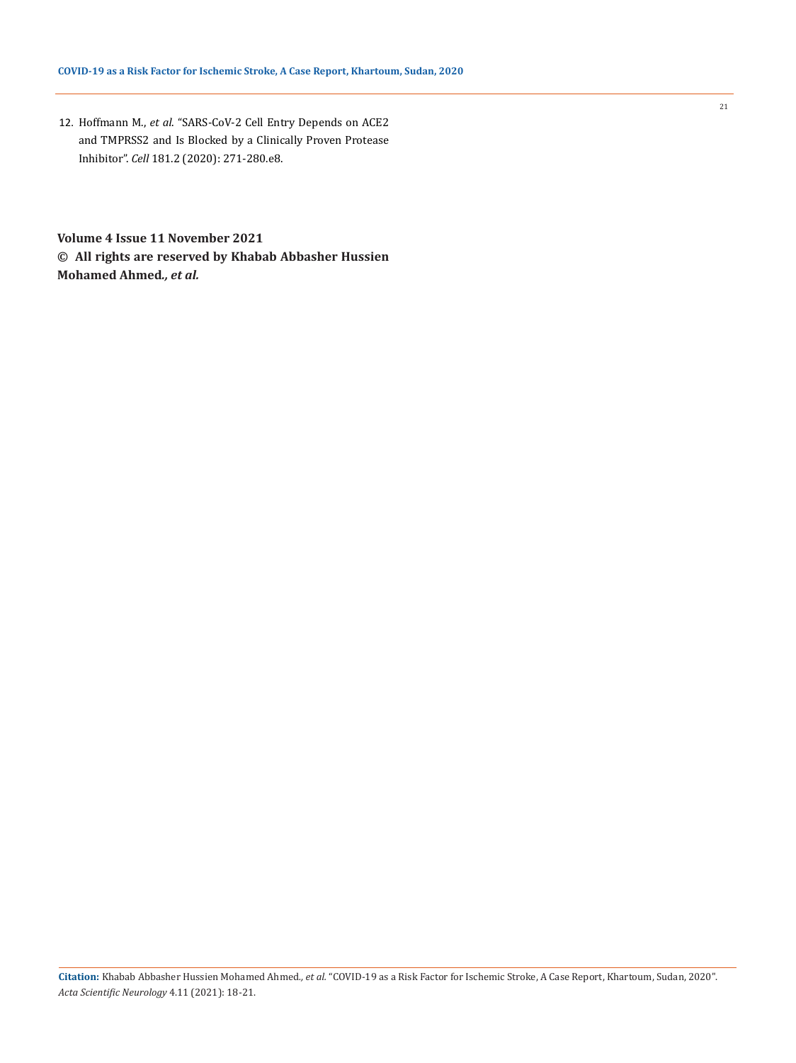12. Hoffmann M., *et al*. "SARS-CoV-2 Cell Entry Depends on ACE2 and TMPRSS2 and Is Blocked by a Clinically Proven Protease Inhibitor". *Cell* 181.2 (2020): 271-280.e8.

**Volume 4 Issue 11 November 2021**
**© All rights are reserved by Khabab Abbasher Hussien Mohamed Ahmed*., et al.***